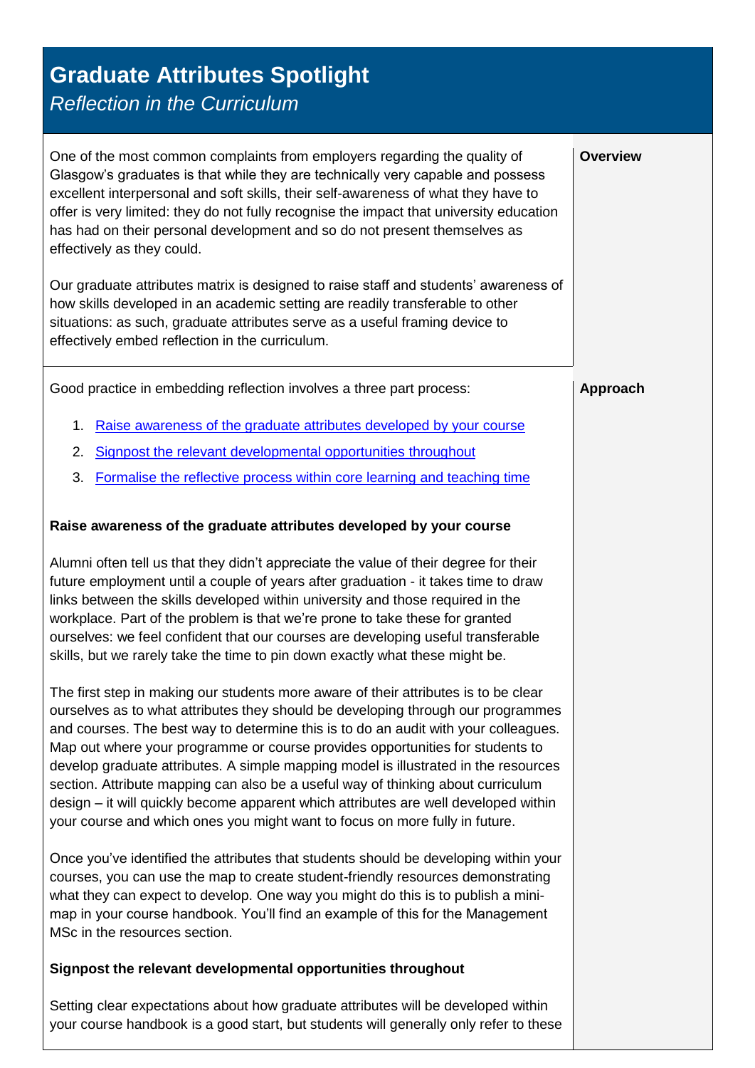# Graduate Attributes Spotlight

*Reflection in the Curriculum*

## Overview

One of the most common complaints from employers regarding the quality of Glasgow's graduates is that while they are technically very capable and possess excellent interpersonal and soft skills, their self-awareness of what they have to offer is very limited: they do not fully recognise the impact that university education has had on their personal development and so do not present themselves as effectively as they could.

Our graduate attributes matrix is designed to raise staff and students' awareness of how skills developed in an academic setting are readily transferable to other situations: as such, graduate attributes serve as a useful framing device to effectively embed reflection in the curriculum.

## Approach

Good practice in embedding reflection involves a three part process:

1. Raise awareness of the graduate attributes developed by your course
2. Signpost the relevant developmental opportunities throughout
3. Formalise the reflective process within core learning and teaching time

**Raise awareness of the graduate attributes developed by your course**

Alumni often tell us that they didn't appreciate the value of their degree for their future employment until a couple of years after graduation - it takes time to draw links between the skills developed within university and those required in the workplace. Part of the problem is that we're prone to take these for granted ourselves: we feel confident that our courses are developing useful transferable skills, but we rarely take the time to pin down exactly what these might be.

The first step in making our students more aware of their attributes is to be clear ourselves as to what attributes they should be developing through our programmes and courses. The best way to determine this is to do an audit with your colleagues. Map out where your programme or course provides opportunities for students to develop graduate attributes. A simple mapping model is illustrated in the resources section. Attribute mapping can also be a useful way of thinking about curriculum design – it will quickly become apparent which attributes are well developed within your course and which ones you might want to focus on more fully in future.

Once you've identified the attributes that students should be developing within your courses, you can use the map to create student-friendly resources demonstrating what they can expect to develop. One way you might do this is to publish a mini-map in your course handbook. You'll find an example of this for the Management MSc in the resources section.

**Signpost the relevant developmental opportunities throughout**

Setting clear expectations about how graduate attributes will be developed within your course handbook is a good start, but students will generally only refer to these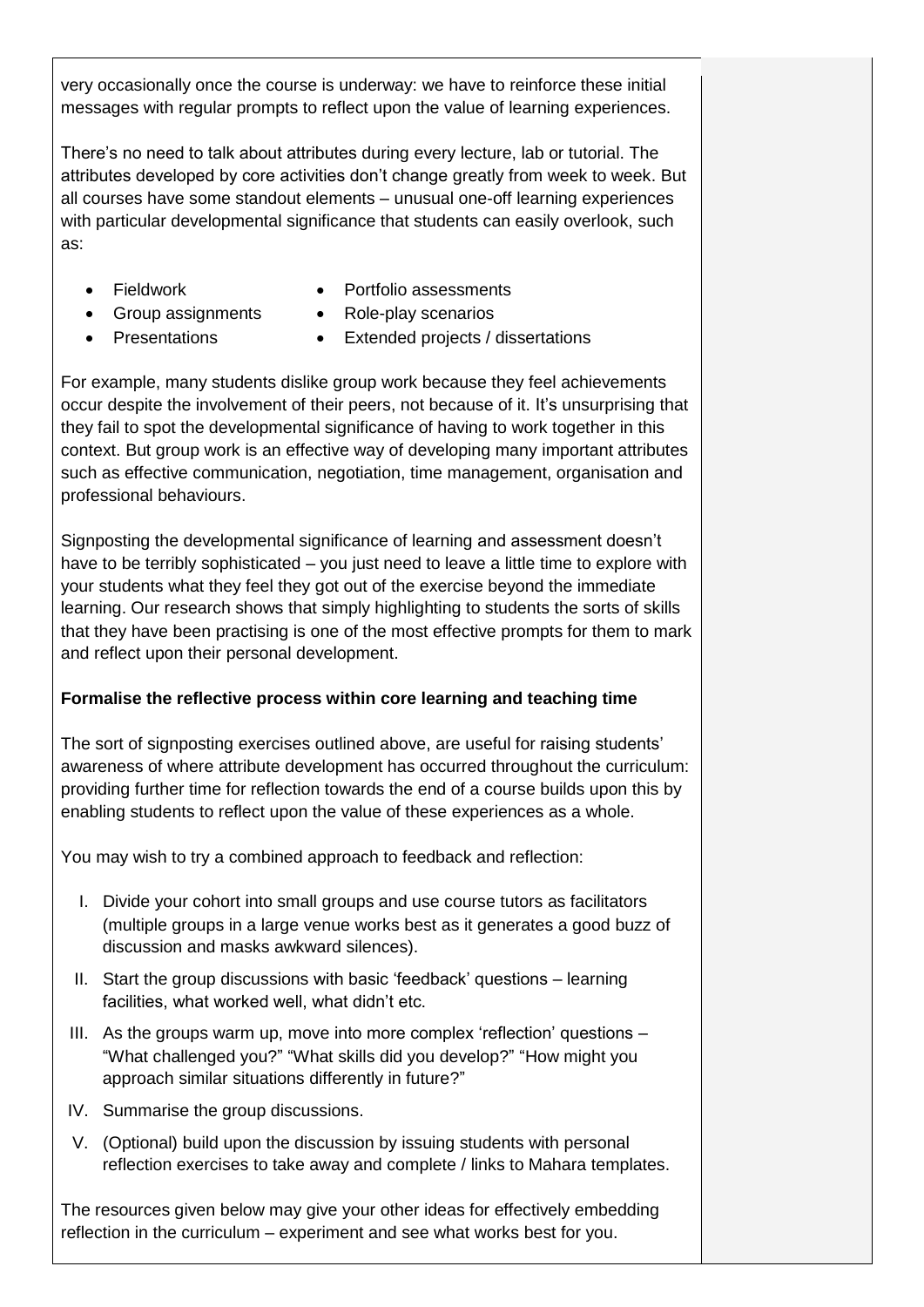very occasionally once the course is underway: we have to reinforce these initial messages with regular prompts to reflect upon the value of learning experiences.

There's no need to talk about attributes during every lecture, lab or tutorial. The attributes developed by core activities don't change greatly from week to week. But all courses have some standout elements – unusual one-off learning experiences with particular developmental significance that students can easily overlook, such as:

- Fieldwork
- Group assignments
- Presentations
- Portfolio assessments
- Role-play scenarios
- Extended projects / dissertations

For example, many students dislike group work because they feel achievements occur despite the involvement of their peers, not because of it. It's unsurprising that they fail to spot the developmental significance of having to work together in this context. But group work is an effective way of developing many important attributes such as effective communication, negotiation, time management, organisation and professional behaviours.

Signposting the developmental significance of learning and assessment doesn't have to be terribly sophisticated – you just need to leave a little time to explore with your students what they feel they got out of the exercise beyond the immediate learning. Our research shows that simply highlighting to students the sorts of skills that they have been practising is one of the most effective prompts for them to mark and reflect upon their personal development.

**Formalise the reflective process within core learning and teaching time**

The sort of signposting exercises outlined above, are useful for raising students' awareness of where attribute development has occurred throughout the curriculum: providing further time for reflection towards the end of a course builds upon this by enabling students to reflect upon the value of these experiences as a whole.

You may wish to try a combined approach to feedback and reflection:

I. Divide your cohort into small groups and use course tutors as facilitators (multiple groups in a large venue works best as it generates a good buzz of discussion and masks awkward silences).

II. Start the group discussions with basic 'feedback' questions – learning facilities, what worked well, what didn't etc.

III. As the groups warm up, move into more complex 'reflection' questions – "What challenged you?" "What skills did you develop?" "How might you approach similar situations differently in future?"

IV. Summarise the group discussions.

V. (Optional) build upon the discussion by issuing students with personal reflection exercises to take away and complete / links to Mahara templates.

The resources given below may give your other ideas for effectively embedding reflection in the curriculum – experiment and see what works best for you.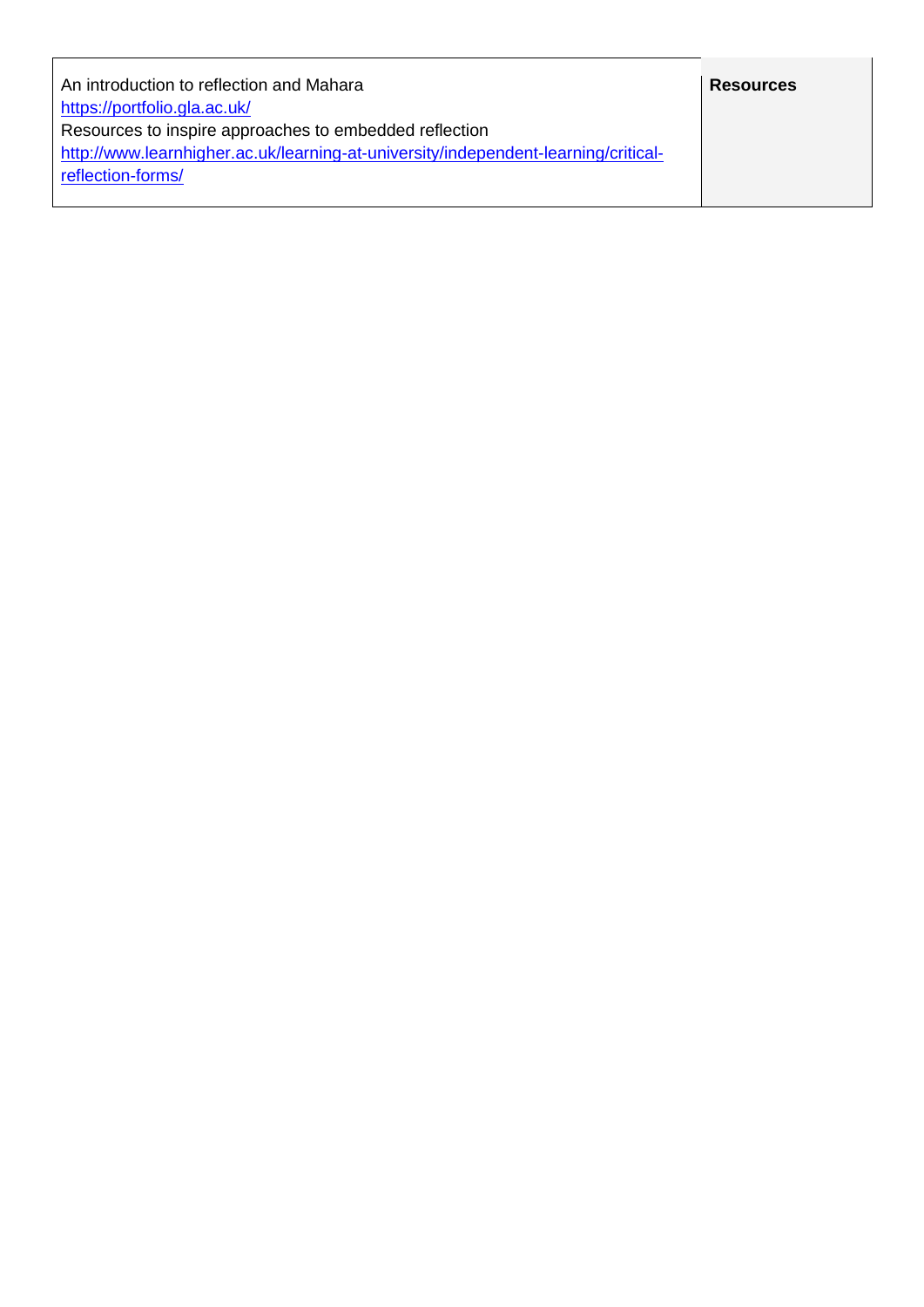| | |
|---|---|
| An introduction to reflection and Mahara<br>https://portfolio.gla.ac.uk/<br>Resources to inspire approaches to embedded reflection<br>http://www.learnhigher.ac.uk/learning-at-university/independent-learning/critical-reflection-forms/ | **Resources** |